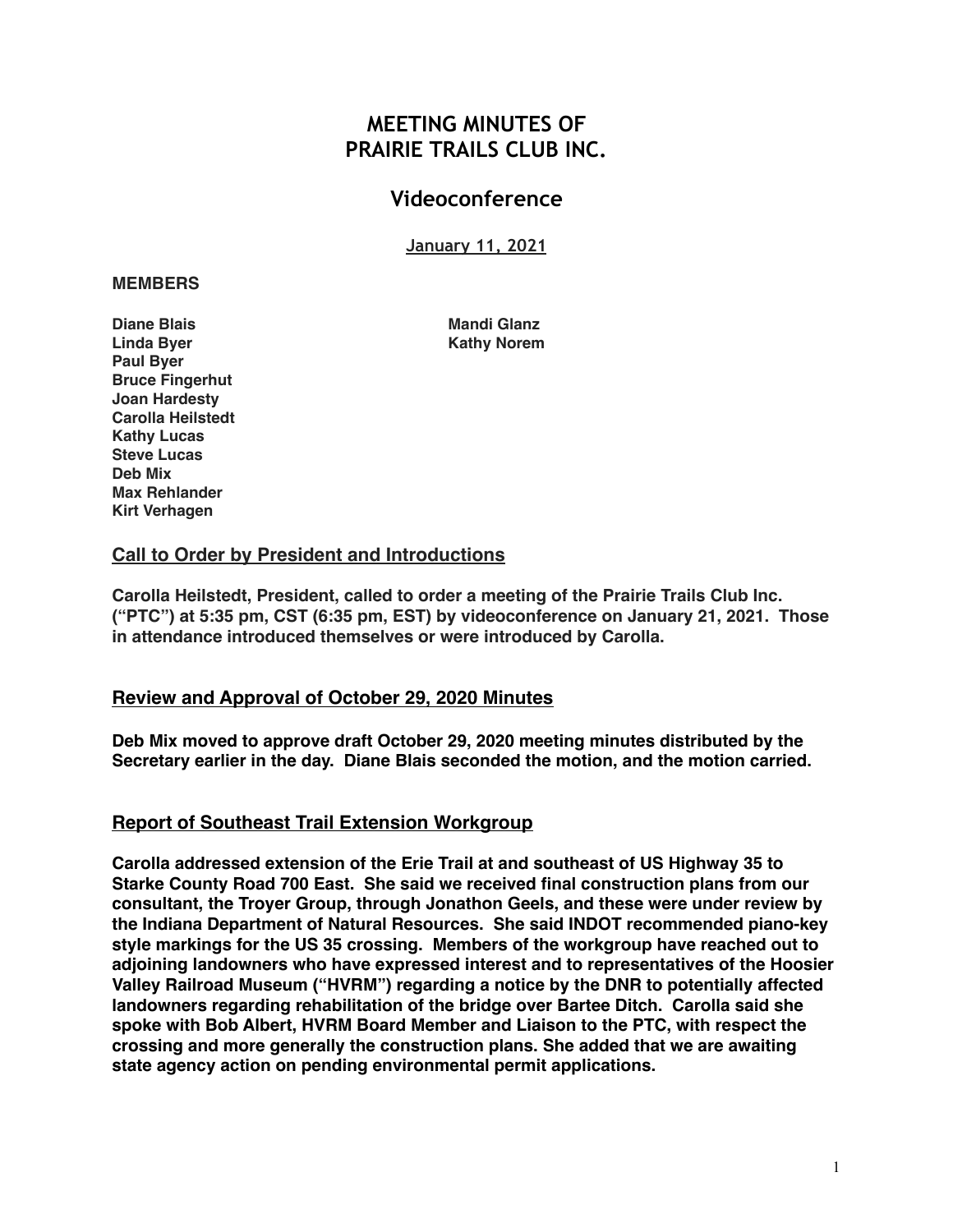# MEETING MINUTES OF PRAIRIE TRAILS CLUB INC.

## Videoconference

January 11, 2021

**MEMBERS**

**Diane Blais**
**Linda Byer**
**Paul Byer**
**Bruce Fingerhut**
**Joan Hardesty**
**Carolla Heilstedt**
**Kathy Lucas**
**Steve Lucas**
**Deb Mix**
**Max Rehlander**
**Kirt Verhagen**
**Mandi Glanz**
**Kathy Norem**

### Call to Order by President and Introductions

**Carolla Heilstedt, President, called to order a meeting of the Prairie Trails Club Inc. ("PTC") at 5:35 pm, CST (6:35 pm, EST) by videoconference on January 21, 2021. Those in attendance introduced themselves or were introduced by Carolla.**

### Review and Approval of October 29, 2020 Minutes

**Deb Mix moved to approve draft October 29, 2020 meeting minutes distributed by the Secretary earlier in the day. Diane Blais seconded the motion, and the motion carried.**

### Report of Southeast Trail Extension Workgroup

**Carolla addressed extension of the Erie Trail at and southeast of US Highway 35 to Starke County Road 700 East. She said we received final construction plans from our consultant, the Troyer Group, through Jonathon Geels, and these were under review by the Indiana Department of Natural Resources. She said INDOT recommended piano-key style markings for the US 35 crossing. Members of the workgroup have reached out to adjoining landowners who have expressed interest and to representatives of the Hoosier Valley Railroad Museum ("HVRM") regarding a notice by the DNR to potentially affected landowners regarding rehabilitation of the bridge over Bartee Ditch. Carolla said she spoke with Bob Albert, HVRM Board Member and Liaison to the PTC, with respect the crossing and more generally the construction plans. She added that we are awaiting state agency action on pending environmental permit applications.**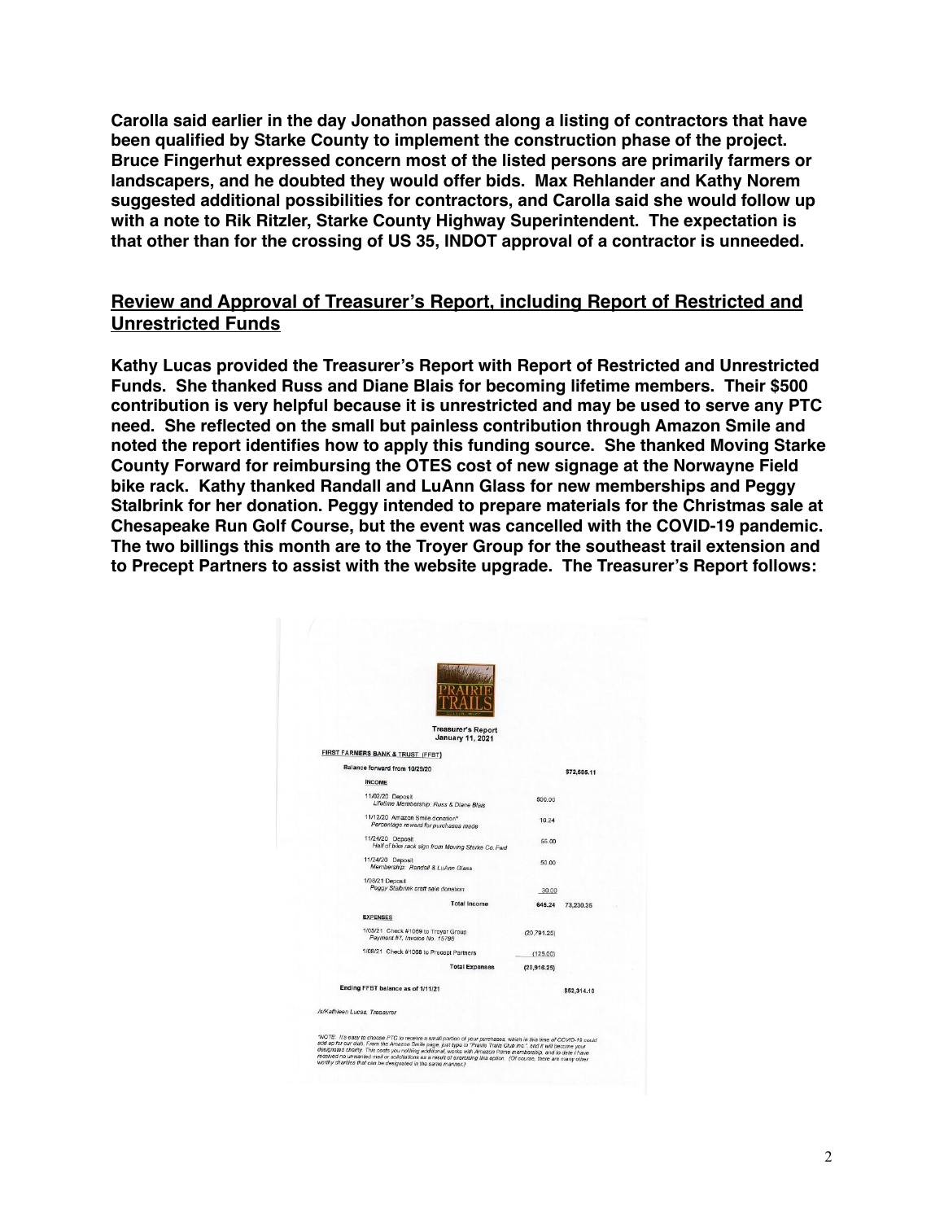**Carolla said earlier in the day Jonathon passed along a listing of contractors that have been qualified by Starke County to implement the construction phase of the project. Bruce Fingerhut expressed concern most of the listed persons are primarily farmers or landscapers, and he doubted they would offer bids. Max Rehlander and Kathy Norem suggested additional possibilities for contractors, and Carolla said she would follow up with a note to Rik Ritzler, Starke County Highway Superintendent. The expectation is that other than for the crossing of US 35, INDOT approval of a contractor is unneeded.**

## Review and Approval of Treasurer's Report, including Report of Restricted and Unrestricted Funds

**Kathy Lucas provided the Treasurer's Report with Report of Restricted and Unrestricted Funds. She thanked Russ and Diane Blais for becoming lifetime members. Their $500 contribution is very helpful because it is unrestricted and may be used to serve any PTC need. She reflected on the small but painless contribution through Amazon Smile and noted the report identifies how to apply this funding source. She thanked Moving Starke County Forward for reimbursing the OTES cost of new signage at the Norwayne Field bike rack. Kathy thanked Randall and LuAnn Glass for new memberships and Peggy Stalbrink for her donation. Peggy intended to prepare materials for the Christmas sale at Chesapeake Run Golf Course, but the event was cancelled with the COVID-19 pandemic. The two billings this month are to the Troyer Group for the southeast trail extension and to Precept Partners to assist with the website upgrade. The Treasurer's Report follows:**

PRAIRIE TRAILS

**Treasurer's Report**
**January 11, 2021**

**FIRST FARMERS BANK & TRUST (FFBT)**

| | | |
|---|---|---|
| Balance forward from 10/29/20 | | $72,685.11 |
| **INCOME** | | |
| 11/02/20 Deposit<br>*Lifetime Membership: Russ & Diane Blais* | 500.00 | |
| 11/12/20 Amazon Smile donation*<br>*Percentage reward for purchases made* | 10.24 | |
| 11/24/20 Deposit<br>*Half of bike rack sign from Moving Starke Co. Fwd* | 55.00 | |
| 11/24/20 Deposit<br>*Membership: Randall & LuAnn Glass* | 50.00 | |
| 1/08/21 Deposit<br>*Peggy Stalbrink craft sale donation* | 30.00 | |
| Total Income | 645.24 | 73,330.35 |
| **EXPENSES** | | |
| 1/05/21 Check #1069 to Troyer Group<br>*Payment #7, Invoice No. 15795* | (20,791.25) | |
| 1/08/21 Check #1068 to Precept Partners | (125.00) | |
| Total Expenses | (20,916.25) | |
| Ending FFBT balance as of 1/11/21 | | $52,314.10 |

/s/Kathleen Lucas, Treasurer

*NOTE: It's easy to choose PTC to receive a small portion of your purchases, which in this time of COVID-19 could add up for our club. From the Amazon Smile page, just type in "Prairie Trails Club Inc.", and it will become your designated charity. This costs you nothing additional, works with Amazon Prime membership, and to date I have received no unwanted mail or solicitations as a result of exercising this option. (Of course, there are many other worthy charities that can be designated in the same manner.)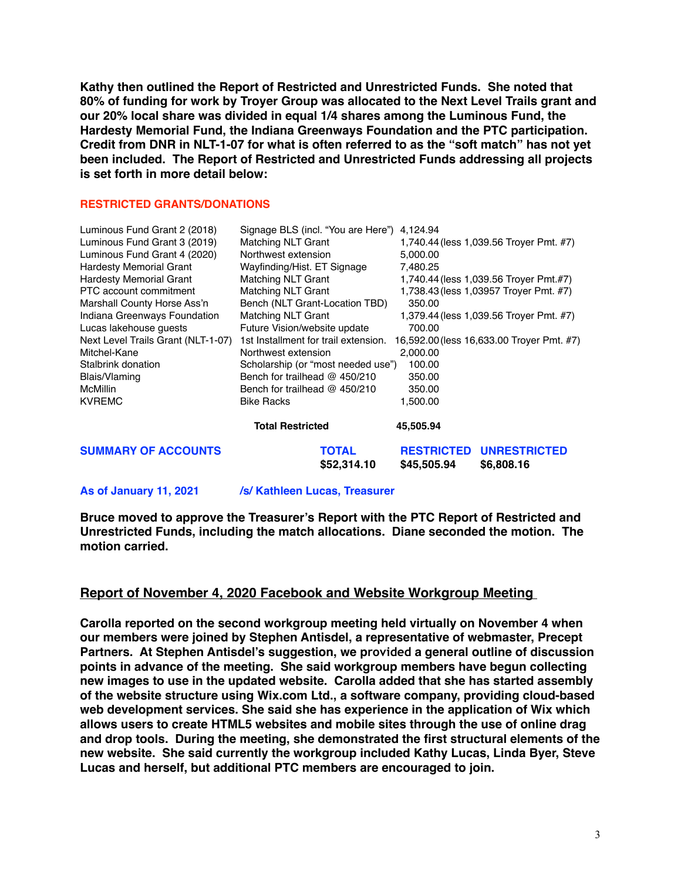**Kathy then outlined the Report of Restricted and Unrestricted Funds. She noted that 80% of funding for work by Troyer Group was allocated to the Next Level Trails grant and our 20% local share was divided in equal 1/4 shares among the Luminous Fund, the Hardesty Memorial Fund, the Indiana Greenways Foundation and the PTC participation. Credit from DNR in NLT-1-07 for what is often referred to as the "soft match" has not yet been included. The Report of Restricted and Unrestricted Funds addressing all projects is set forth in more detail below:**

**RESTRICTED GRANTS/DONATIONS**

| | | |
|---|---|---|
| Luminous Fund Grant 2 (2018) | Signage BLS (incl. "You are Here") | 4,124.94 |
| Luminous Fund Grant 3 (2019) | Matching NLT Grant | 1,740.44 (less 1,039.56 Troyer Pmt. #7) |
| Luminous Fund Grant 4 (2020) | Northwest extension | 5,000.00 |
| Hardesty Memorial Grant | Wayfinding/Hist. ET Signage | 7,480.25 |
| Hardesty Memorial Grant | Matching NLT Grant | 1,740.44 (less 1,039.56 Troyer Pmt.#7) |
| PTC account commitment | Matching NLT Grant | 1,738.43 (less 1,03957 Troyer Pmt. #7) |
| Marshall County Horse Ass'n | Bench (NLT Grant-Location TBD) | 350.00 |
| Indiana Greenways Foundation | Matching NLT Grant | 1,379.44 (less 1,039.56 Troyer Pmt. #7) |
| Lucas lakehouse guests | Future Vision/website update | 700.00 |
| Next Level Trails Grant (NLT-1-07) | 1st Installment for trail extension. | 16,592.00 (less 16,633.00 Troyer Pmt. #7) |
| Mitchel-Kane | Northwest extension | 2,000.00 |
| Stalbrink donation | Scholarship (or "most needed use") | 100.00 |
| Blais/Vlaming | Bench for trailhead @ 450/210 | 350.00 |
| McMillin | Bench for trailhead @ 450/210 | 350.00 |
| KVREMC | Bike Racks | 1,500.00 |
| | **Total Restricted** | **45,505.94** |

| **SUMMARY OF ACCOUNTS** | **TOTAL** | **RESTRICTED** | **UNRESTRICTED** |
|---|---|---|---|
| | **$52,314.10** | **$45,505.94** | **$6,808.16** |

**As of January 11, 2021** **/s/ Kathleen Lucas, Treasurer**

**Bruce moved to approve the Treasurer's Report with the PTC Report of Restricted and Unrestricted Funds, including the match allocations. Diane seconded the motion. The motion carried.**

## Report of November 4, 2020 Facebook and Website Workgroup Meeting

**Carolla reported on the second workgroup meeting held virtually on November 4 when our members were joined by Stephen Antisdel, a representative of webmaster, Precept Partners. At Stephen Antisdel's suggestion, we provided a general outline of discussion points in advance of the meeting. She said workgroup members have begun collecting new images to use in the updated website. Carolla added that she has started assembly of the website structure using Wix.com Ltd., a software company, providing cloud-based web development services. She said she has experience in the application of Wix which allows users to create HTML5 websites and mobile sites through the use of online drag and drop tools. During the meeting, she demonstrated the first structural elements of the new website. She said currently the workgroup included Kathy Lucas, Linda Byer, Steve Lucas and herself, but additional PTC members are encouraged to join.**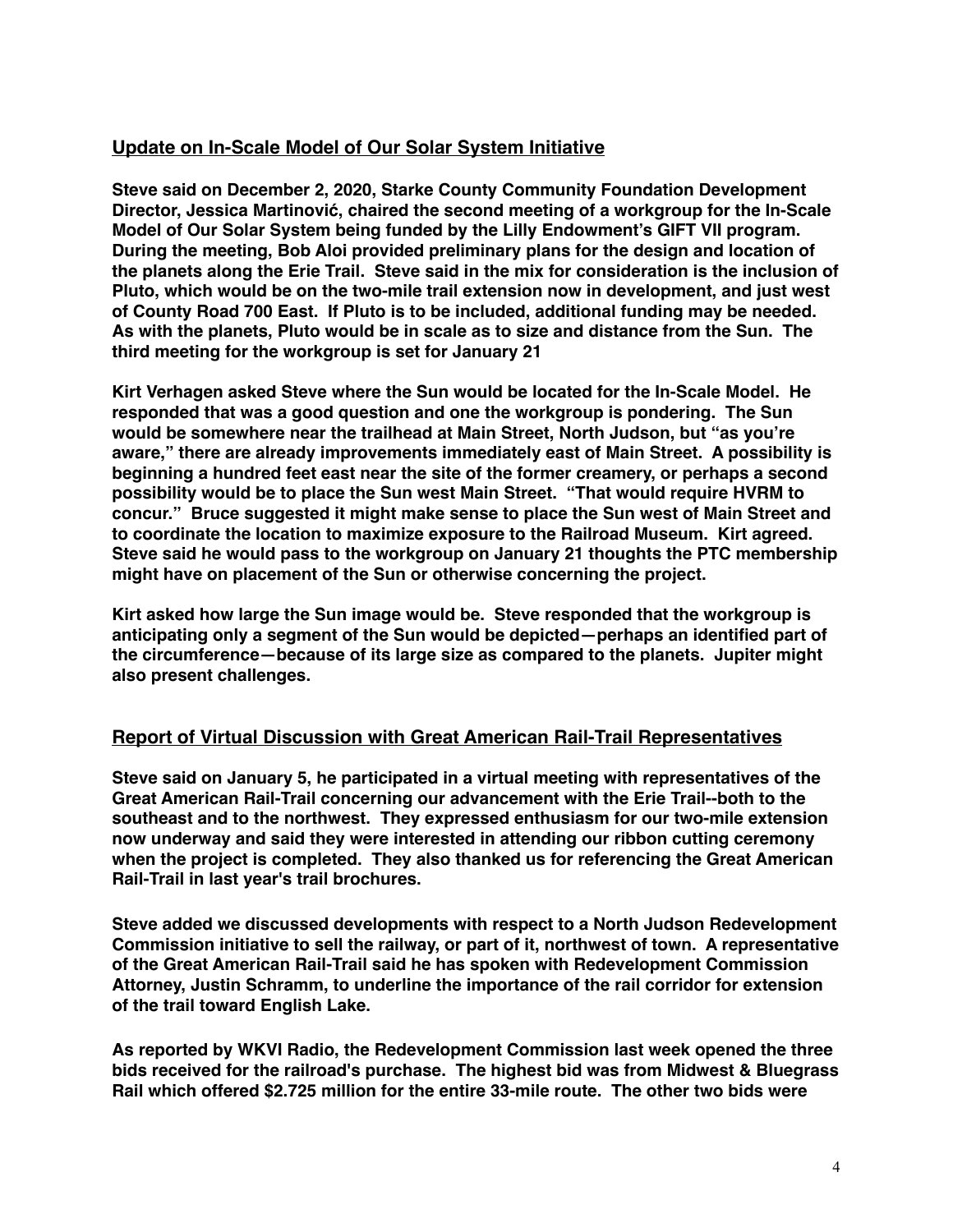## Update on In-Scale Model of Our Solar System Initiative

**Steve said on December 2, 2020, Starke County Community Foundation Development Director, Jessica Martinović, chaired the second meeting of a workgroup for the In-Scale Model of Our Solar System being funded by the Lilly Endowment's GIFT VII program. During the meeting, Bob Aloi provided preliminary plans for the design and location of the planets along the Erie Trail. Steve said in the mix for consideration is the inclusion of Pluto, which would be on the two-mile trail extension now in development, and just west of County Road 700 East. If Pluto is to be included, additional funding may be needed. As with the planets, Pluto would be in scale as to size and distance from the Sun. The third meeting for the workgroup is set for January 21**

**Kirt Verhagen asked Steve where the Sun would be located for the In-Scale Model. He responded that was a good question and one the workgroup is pondering. The Sun would be somewhere near the trailhead at Main Street, North Judson, but "as you're aware," there are already improvements immediately east of Main Street. A possibility is beginning a hundred feet east near the site of the former creamery, or perhaps a second possibility would be to place the Sun west Main Street. "That would require HVRM to concur." Bruce suggested it might make sense to place the Sun west of Main Street and to coordinate the location to maximize exposure to the Railroad Museum. Kirt agreed. Steve said he would pass to the workgroup on January 21 thoughts the PTC membership might have on placement of the Sun or otherwise concerning the project.**

**Kirt asked how large the Sun image would be. Steve responded that the workgroup is anticipating only a segment of the Sun would be depicted—perhaps an identified part of the circumference—because of its large size as compared to the planets. Jupiter might also present challenges.**

## Report of Virtual Discussion with Great American Rail-Trail Representatives

**Steve said on January 5, he participated in a virtual meeting with representatives of the Great American Rail-Trail concerning our advancement with the Erie Trail--both to the southeast and to the northwest. They expressed enthusiasm for our two-mile extension now underway and said they were interested in attending our ribbon cutting ceremony when the project is completed. They also thanked us for referencing the Great American Rail-Trail in last year's trail brochures.**

**Steve added we discussed developments with respect to a North Judson Redevelopment Commission initiative to sell the railway, or part of it, northwest of town. A representative of the Great American Rail-Trail said he has spoken with Redevelopment Commission Attorney, Justin Schramm, to underline the importance of the rail corridor for extension of the trail toward English Lake.**

**As reported by WKVI Radio, the Redevelopment Commission last week opened the three bids received for the railroad's purchase. The highest bid was from Midwest & Bluegrass Rail which offered $2.725 million for the entire 33-mile route. The other two bids were**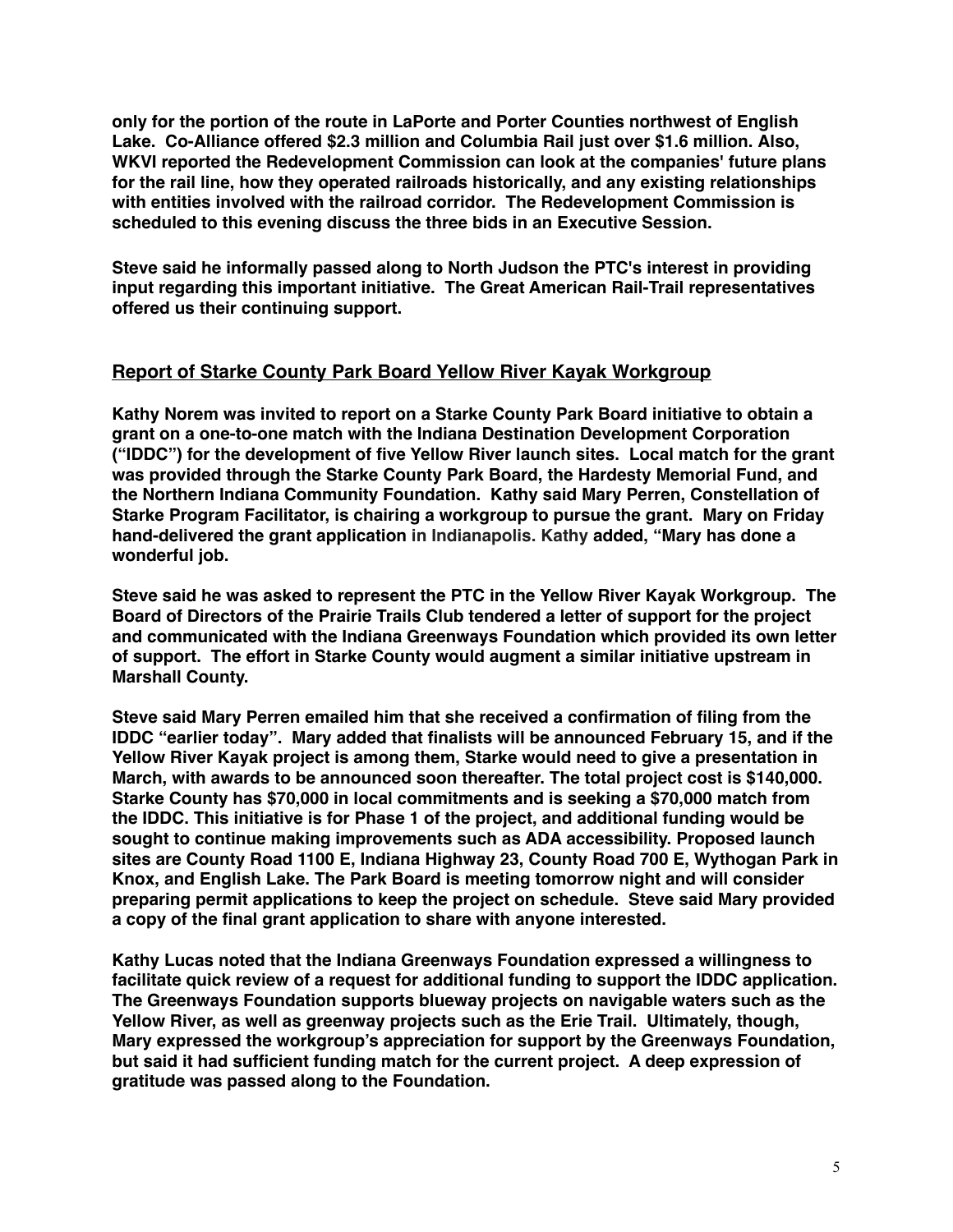**only for the portion of the route in LaPorte and Porter Counties northwest of English Lake. Co-Alliance offered $2.3 million and Columbia Rail just over $1.6 million. Also, WKVI reported the Redevelopment Commission can look at the companies' future plans for the rail line, how they operated railroads historically, and any existing relationships with entities involved with the railroad corridor. The Redevelopment Commission is scheduled to this evening discuss the three bids in an Executive Session.**

**Steve said he informally passed along to North Judson the PTC's interest in providing input regarding this important initiative. The Great American Rail-Trail representatives offered us their continuing support.**

## Report of Starke County Park Board Yellow River Kayak Workgroup

**Kathy Norem was invited to report on a Starke County Park Board initiative to obtain a grant on a one-to-one match with the Indiana Destination Development Corporation ("IDDC") for the development of five Yellow River launch sites. Local match for the grant was provided through the Starke County Park Board, the Hardesty Memorial Fund, and the Northern Indiana Community Foundation. Kathy said Mary Perren, Constellation of Starke Program Facilitator, is chairing a workgroup to pursue the grant. Mary on Friday hand-delivered the grant application in Indianapolis. Kathy added, "Mary has done a wonderful job.**

**Steve said he was asked to represent the PTC in the Yellow River Kayak Workgroup. The Board of Directors of the Prairie Trails Club tendered a letter of support for the project and communicated with the Indiana Greenways Foundation which provided its own letter of support. The effort in Starke County would augment a similar initiative upstream in Marshall County.**

**Steve said Mary Perren emailed him that she received a confirmation of filing from the IDDC "earlier today". Mary added that finalists will be announced February 15, and if the Yellow River Kayak project is among them, Starke would need to give a presentation in March, with awards to be announced soon thereafter. The total project cost is $140,000. Starke County has $70,000 in local commitments and is seeking a $70,000 match from the IDDC. This initiative is for Phase 1 of the project, and additional funding would be sought to continue making improvements such as ADA accessibility. Proposed launch sites are County Road 1100 E, Indiana Highway 23, County Road 700 E, Wythogan Park in Knox, and English Lake. The Park Board is meeting tomorrow night and will consider preparing permit applications to keep the project on schedule. Steve said Mary provided a copy of the final grant application to share with anyone interested.**

**Kathy Lucas noted that the Indiana Greenways Foundation expressed a willingness to facilitate quick review of a request for additional funding to support the IDDC application. The Greenways Foundation supports blueway projects on navigable waters such as the Yellow River, as well as greenway projects such as the Erie Trail. Ultimately, though, Mary expressed the workgroup's appreciation for support by the Greenways Foundation, but said it had sufficient funding match for the current project. A deep expression of gratitude was passed along to the Foundation.**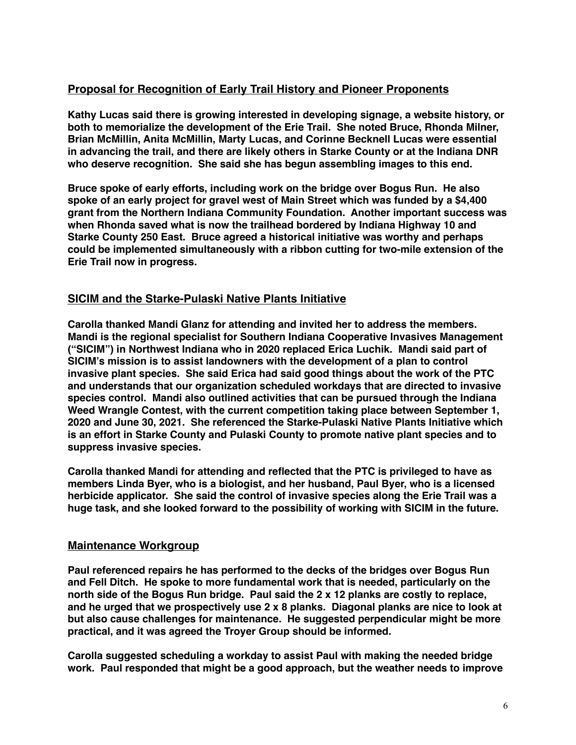## Proposal for Recognition of Early Trail History and Pioneer Proponents

**Kathy Lucas said there is growing interested in developing signage, a website history, or both to memorialize the development of the Erie Trail. She noted Bruce, Rhonda Milner, Brian McMillin, Anita McMillin, Marty Lucas, and Corinne Becknell Lucas were essential in advancing the trail, and there are likely others in Starke County or at the Indiana DNR who deserve recognition. She said she has begun assembling images to this end.**

**Bruce spoke of early efforts, including work on the bridge over Bogus Run. He also spoke of an early project for gravel west of Main Street which was funded by a $4,400 grant from the Northern Indiana Community Foundation. Another important success was when Rhonda saved what is now the trailhead bordered by Indiana Highway 10 and Starke County 250 East. Bruce agreed a historical initiative was worthy and perhaps could be implemented simultaneously with a ribbon cutting for two-mile extension of the Erie Trail now in progress.**

## SICIM and the Starke-Pulaski Native Plants Initiative

**Carolla thanked Mandi Glanz for attending and invited her to address the members. Mandi is the regional specialist for Southern Indiana Cooperative Invasives Management ("SICIM") in Northwest Indiana who in 2020 replaced Erica Luchik. Mandi said part of SICIM's mission is to assist landowners with the development of a plan to control invasive plant species. She said Erica had said good things about the work of the PTC and understands that our organization scheduled workdays that are directed to invasive species control. Mandi also outlined activities that can be pursued through the Indiana Weed Wrangle Contest, with the current competition taking place between September 1, 2020 and June 30, 2021. She referenced the Starke-Pulaski Native Plants Initiative which is an effort in Starke County and Pulaski County to promote native plant species and to suppress invasive species.**

**Carolla thanked Mandi for attending and reflected that the PTC is privileged to have as members Linda Byer, who is a biologist, and her husband, Paul Byer, who is a licensed herbicide applicator. She said the control of invasive species along the Erie Trail was a huge task, and she looked forward to the possibility of working with SICIM in the future.**

## Maintenance Workgroup

**Paul referenced repairs he has performed to the decks of the bridges over Bogus Run and Fell Ditch. He spoke to more fundamental work that is needed, particularly on the north side of the Bogus Run bridge. Paul said the 2 x 12 planks are costly to replace, and he urged that we prospectively use 2 x 8 planks. Diagonal planks are nice to look at but also cause challenges for maintenance. He suggested perpendicular might be more practical, and it was agreed the Troyer Group should be informed.**

**Carolla suggested scheduling a workday to assist Paul with making the needed bridge work. Paul responded that might be a good approach, but the weather needs to improve**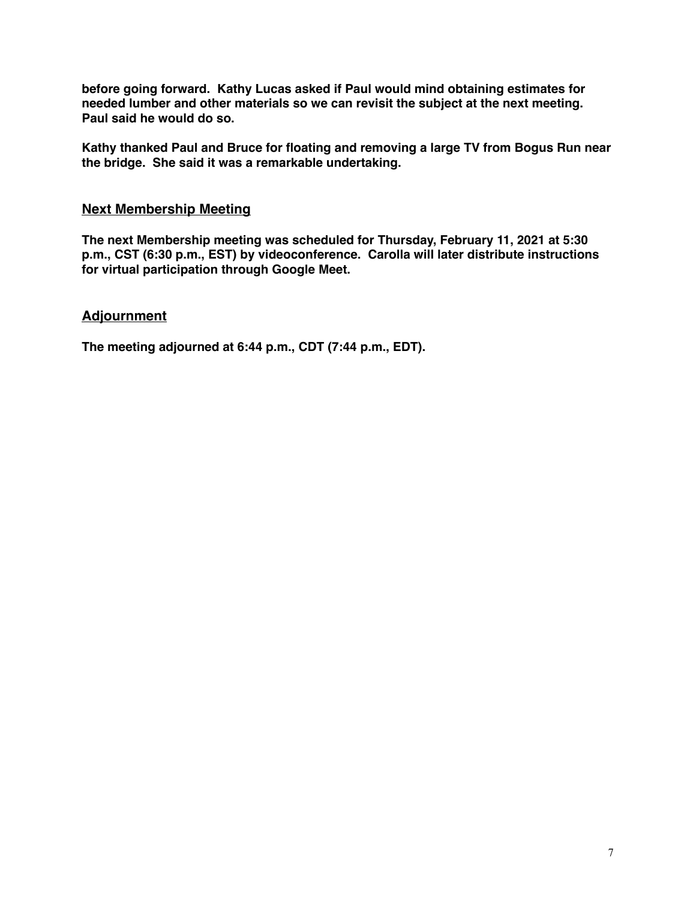**before going forward. Kathy Lucas asked if Paul would mind obtaining estimates for needed lumber and other materials so we can revisit the subject at the next meeting. Paul said he would do so.**

**Kathy thanked Paul and Bruce for floating and removing a large TV from Bogus Run near the bridge. She said it was a remarkable undertaking.**

## Next Membership Meeting

**The next Membership meeting was scheduled for Thursday, February 11, 2021 at 5:30 p.m., CST (6:30 p.m., EST) by videoconference. Carolla will later distribute instructions for virtual participation through Google Meet.**

## Adjournment

**The meeting adjourned at 6:44 p.m., CDT (7:44 p.m., EDT).**